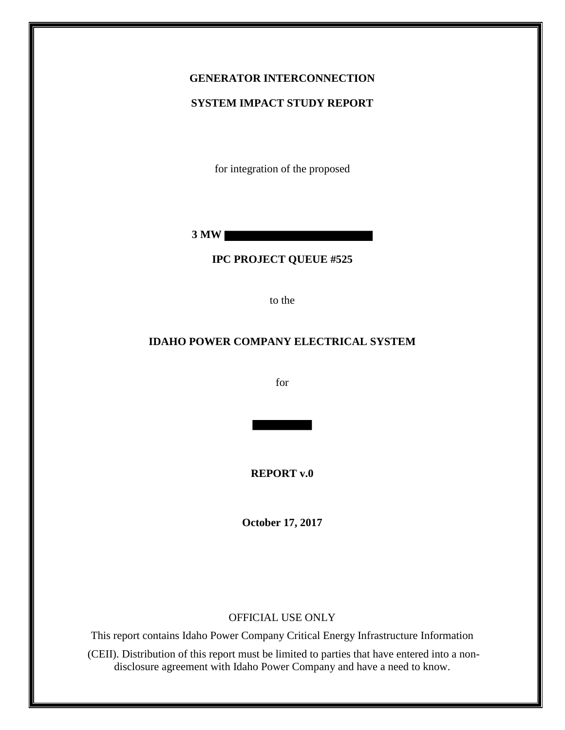**GENERATOR INTERCONNECTION**

**SYSTEM IMPACT STUDY REPORT**

for integration of the proposed

**3 MW** ████████████████

**IPC PROJECT QUEUE #525**

to the

**IDAHO POWER COMPANY ELECTRICAL SYSTEM**

for

██████

**REPORT v.0**

**October 17, 2017**

OFFICIAL USE ONLY

This report contains Idaho Power Company Critical Energy Infrastructure Information (CEII). Distribution of this report must be limited to parties that have entered into a non-disclosure agreement with Idaho Power Company and have a need to know.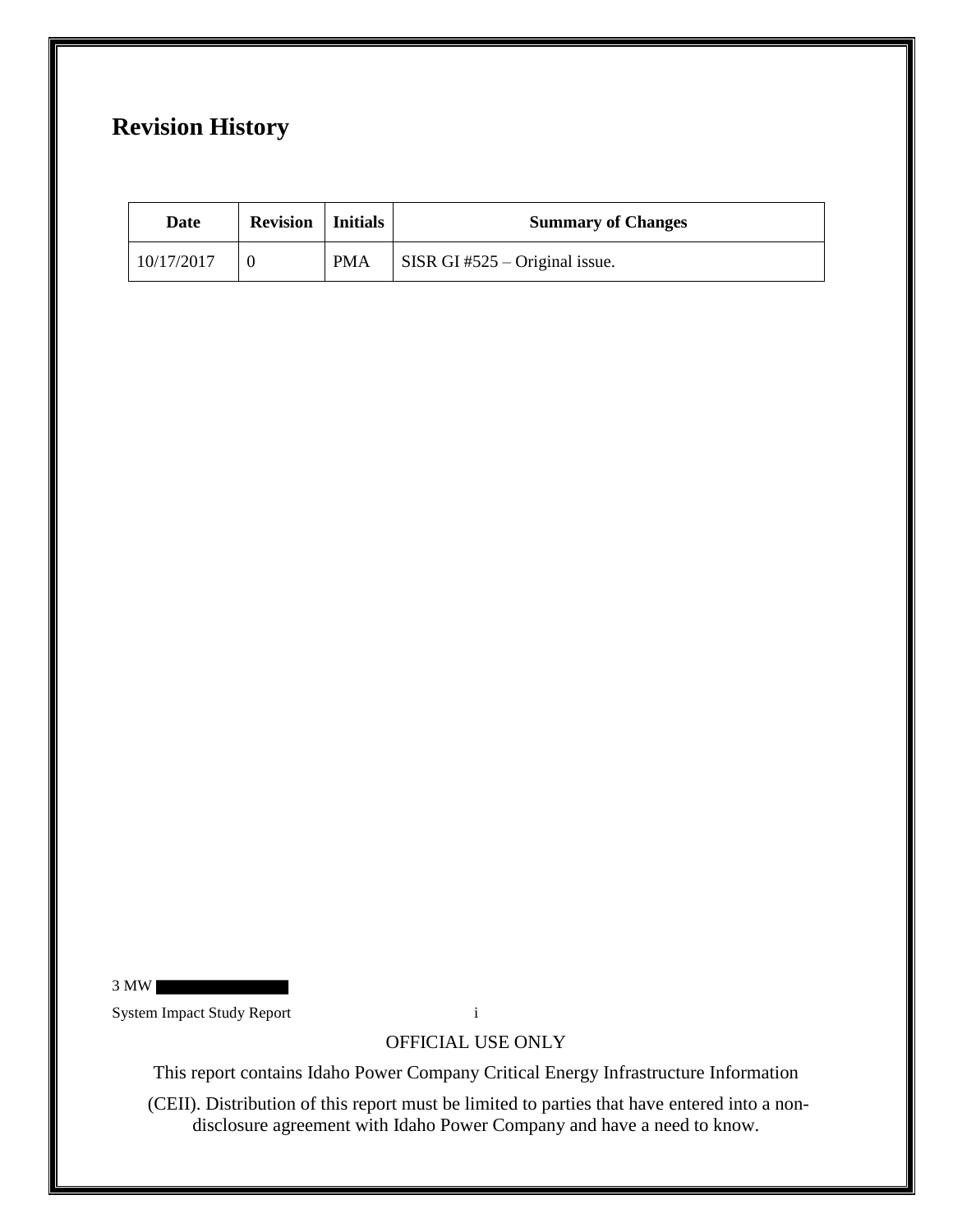## Revision History

| Date | Revision | Initials | Summary of Changes |
|---|---|---|---|
| 10/17/2017 | 0 | PMA | SISR GI #525 – Original issue. |

OFFICIAL USE ONLY

This report contains Idaho Power Company Critical Energy Infrastructure Information (CEII). Distribution of this report must be limited to parties that have entered into a non-disclosure agreement with Idaho Power Company and have a need to know.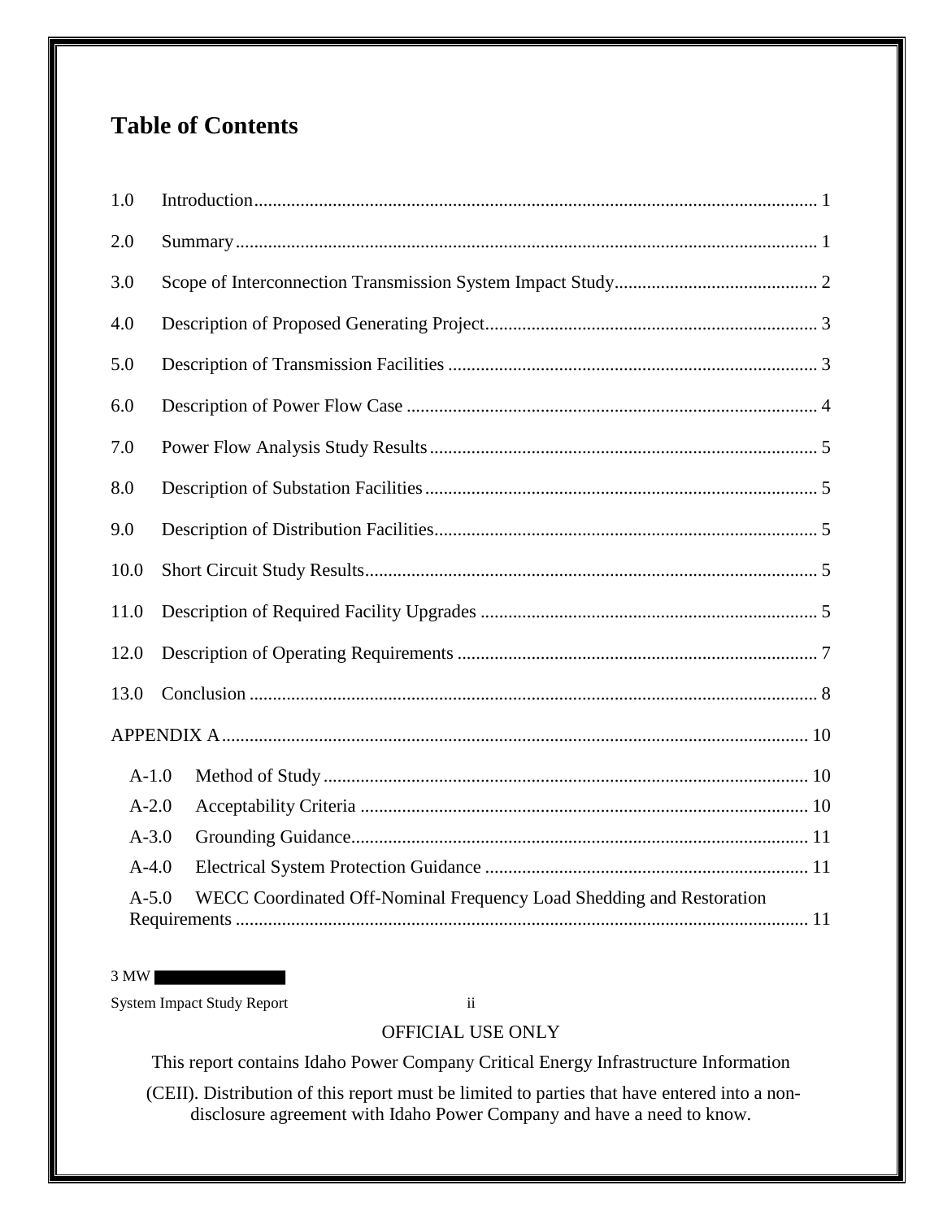# Table of Contents

1.0 Introduction ........................................................................................................... 1

2.0 Summary ............................................................................................................... 1

3.0 Scope of Interconnection Transmission System Impact Study ........................................... 2

4.0 Description of Proposed Generating Project ....................................................................... 3

5.0 Description of Transmission Facilities ............................................................................... 3

6.0 Description of Power Flow Case ........................................................................................ 4

7.0 Power Flow Analysis Study Results ................................................................................... 5

8.0 Description of Substation Facilities .................................................................................... 5

9.0 Description of Distribution Facilities .................................................................................. 5

10.0 Short Circuit Study Results ................................................................................................ 5

11.0 Description of Required Facility Upgrades ........................................................................ 5

12.0 Description of Operating Requirements ............................................................................. 7

13.0 Conclusion ......................................................................................................................... 8

APPENDIX A .............................................................................................................................. 10

- A-1.0 Method of Study ........................................................................................................ 10
- A-2.0 Acceptability Criteria ................................................................................................ 10
- A-3.0 Grounding Guidance .................................................................................................. 11
- A-4.0 Electrical System Protection Guidance ...................................................................... 11
- A-5.0 WECC Coordinated Off-Nominal Frequency Load Shedding and Restoration Requirements ........................................................................................................................... 11

3 MW

System Impact Study Report

OFFICIAL USE ONLY

This report contains Idaho Power Company Critical Energy Infrastructure Information (CEII). Distribution of this report must be limited to parties that have entered into a non-disclosure agreement with Idaho Power Company and have a need to know.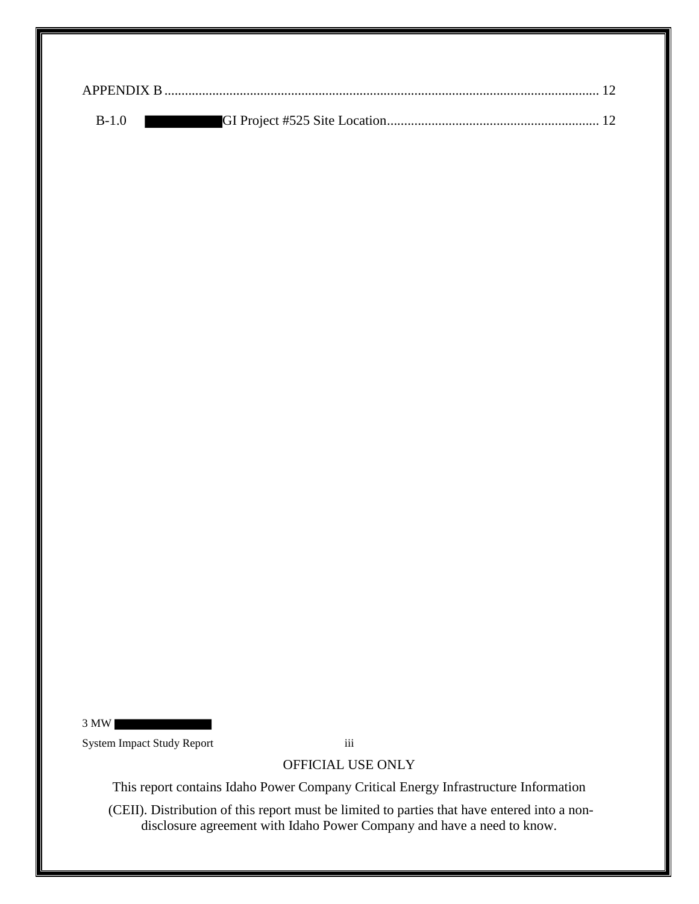APPENDIX B ........................................................................................................................ 12

B-1.0 ██████ GI Project #525 Site Location ............................................................ 12

OFFICIAL USE ONLY

This report contains Idaho Power Company Critical Energy Infrastructure Information (CEII). Distribution of this report must be limited to parties that have entered into a non-disclosure agreement with Idaho Power Company and have a need to know.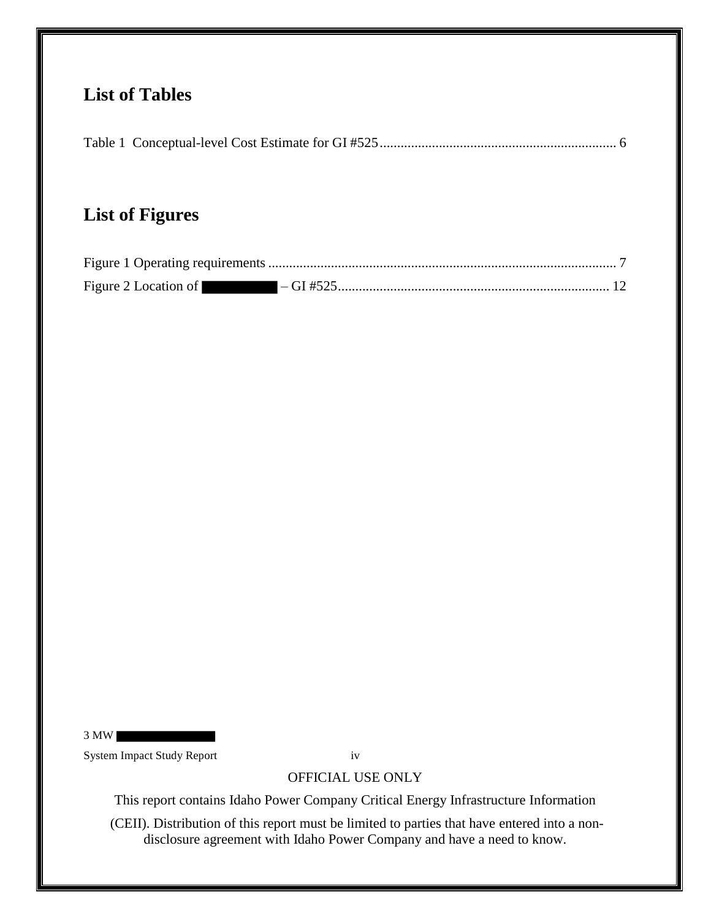## List of Tables

Table 1 Conceptual-level Cost Estimate for GI #525 .................................................................... 6

## List of Figures

Figure 1 Operating requirements ................................................................................................... 7

Figure 2 Location of ██████ – GI #525 ............................................................................. 12

OFFICIAL USE ONLY

This report contains Idaho Power Company Critical Energy Infrastructure Information (CEII). Distribution of this report must be limited to parties that have entered into a non-disclosure agreement with Idaho Power Company and have a need to know.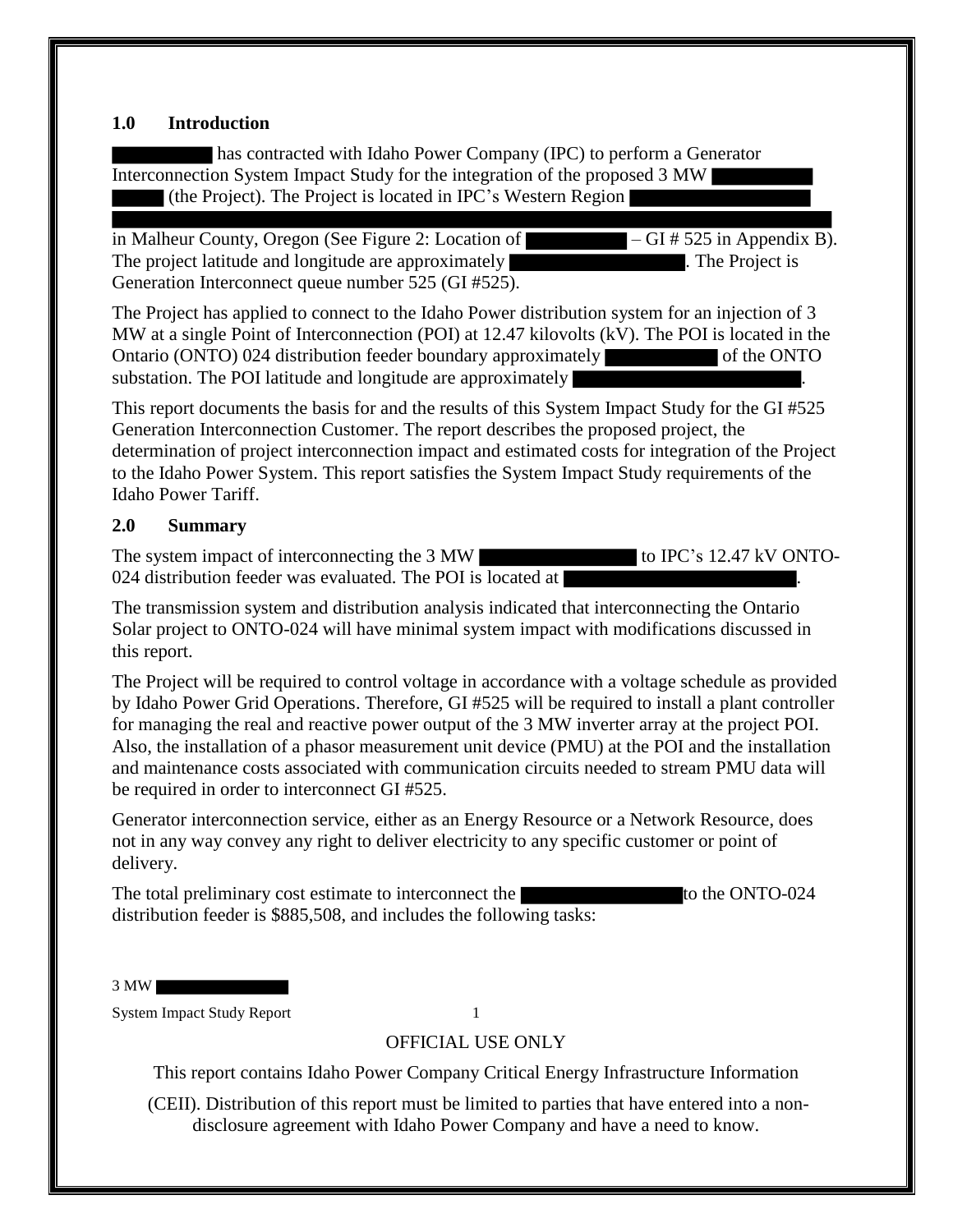## 1.0 Introduction

has contracted with Idaho Power Company (IPC) to perform a Generator Interconnection System Impact Study for the integration of the proposed 3 MW (the Project). The Project is located in IPC's Western Region

in Malheur County, Oregon (See Figure 2: Location of – GI # 525 in Appendix B). The project latitude and longitude are approximately . The Project is Generation Interconnect queue number 525 (GI #525).

The Project has applied to connect to the Idaho Power distribution system for an injection of 3 MW at a single Point of Interconnection (POI) at 12.47 kilovolts (kV). The POI is located in the Ontario (ONTO) 024 distribution feeder boundary approximately of the ONTO substation. The POI latitude and longitude are approximately .

This report documents the basis for and the results of this System Impact Study for the GI #525 Generation Interconnection Customer. The report describes the proposed project, the determination of project interconnection impact and estimated costs for integration of the Project to the Idaho Power System. This report satisfies the System Impact Study requirements of the Idaho Power Tariff.

## 2.0 Summary

The system impact of interconnecting the 3 MW to IPC's 12.47 kV ONTO-024 distribution feeder was evaluated. The POI is located at .

The transmission system and distribution analysis indicated that interconnecting the Ontario Solar project to ONTO-024 will have minimal system impact with modifications discussed in this report.

The Project will be required to control voltage in accordance with a voltage schedule as provided by Idaho Power Grid Operations. Therefore, GI #525 will be required to install a plant controller for managing the real and reactive power output of the 3 MW inverter array at the project POI. Also, the installation of a phasor measurement unit device (PMU) at the POI and the installation and maintenance costs associated with communication circuits needed to stream PMU data will be required in order to interconnect GI #525.

Generator interconnection service, either as an Energy Resource or a Network Resource, does not in any way convey any right to deliver electricity to any specific customer or point of delivery.

The total preliminary cost estimate to interconnect the to the ONTO-024 distribution feeder is $885,508, and includes the following tasks:

OFFICIAL USE ONLY

This report contains Idaho Power Company Critical Energy Infrastructure Information (CEII). Distribution of this report must be limited to parties that have entered into a non-disclosure agreement with Idaho Power Company and have a need to know.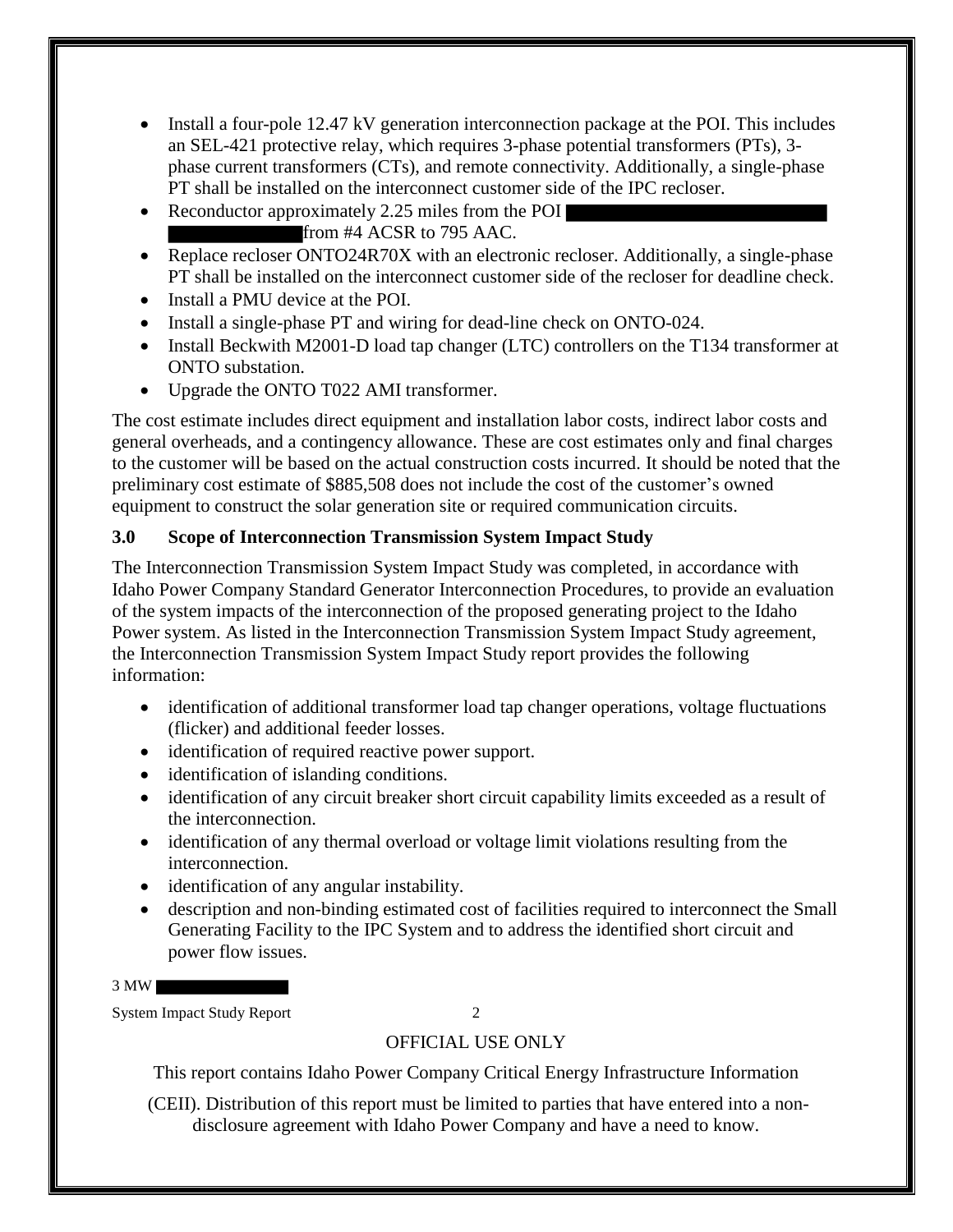- Install a four-pole 12.47 kV generation interconnection package at the POI. This includes an SEL-421 protective relay, which requires 3-phase potential transformers (PTs), 3-phase current transformers (CTs), and remote connectivity. Additionally, a single-phase PT shall be installed on the interconnect customer side of the IPC recloser.
- Reconductor approximately 2.25 miles from the POI from #4 ACSR to 795 AAC.
- Replace recloser ONTO24R70X with an electronic recloser. Additionally, a single-phase PT shall be installed on the interconnect customer side of the recloser for deadline check.
- Install a PMU device at the POI.
- Install a single-phase PT and wiring for dead-line check on ONTO-024.
- Install Beckwith M2001-D load tap changer (LTC) controllers on the T134 transformer at ONTO substation.
- Upgrade the ONTO T022 AMI transformer.

The cost estimate includes direct equipment and installation labor costs, indirect labor costs and general overheads, and a contingency allowance. These are cost estimates only and final charges to the customer will be based on the actual construction costs incurred. It should be noted that the preliminary cost estimate of $885,508 does not include the cost of the customer's owned equipment to construct the solar generation site or required communication circuits.

### 3.0 Scope of Interconnection Transmission System Impact Study

The Interconnection Transmission System Impact Study was completed, in accordance with Idaho Power Company Standard Generator Interconnection Procedures, to provide an evaluation of the system impacts of the interconnection of the proposed generating project to the Idaho Power system. As listed in the Interconnection Transmission System Impact Study agreement, the Interconnection Transmission System Impact Study report provides the following information:

- identification of additional transformer load tap changer operations, voltage fluctuations (flicker) and additional feeder losses.
- identification of required reactive power support.
- identification of islanding conditions.
- identification of any circuit breaker short circuit capability limits exceeded as a result of the interconnection.
- identification of any thermal overload or voltage limit violations resulting from the interconnection.
- identification of any angular instability.
- description and non-binding estimated cost of facilities required to interconnect the Small Generating Facility to the IPC System and to address the identified short circuit and power flow issues.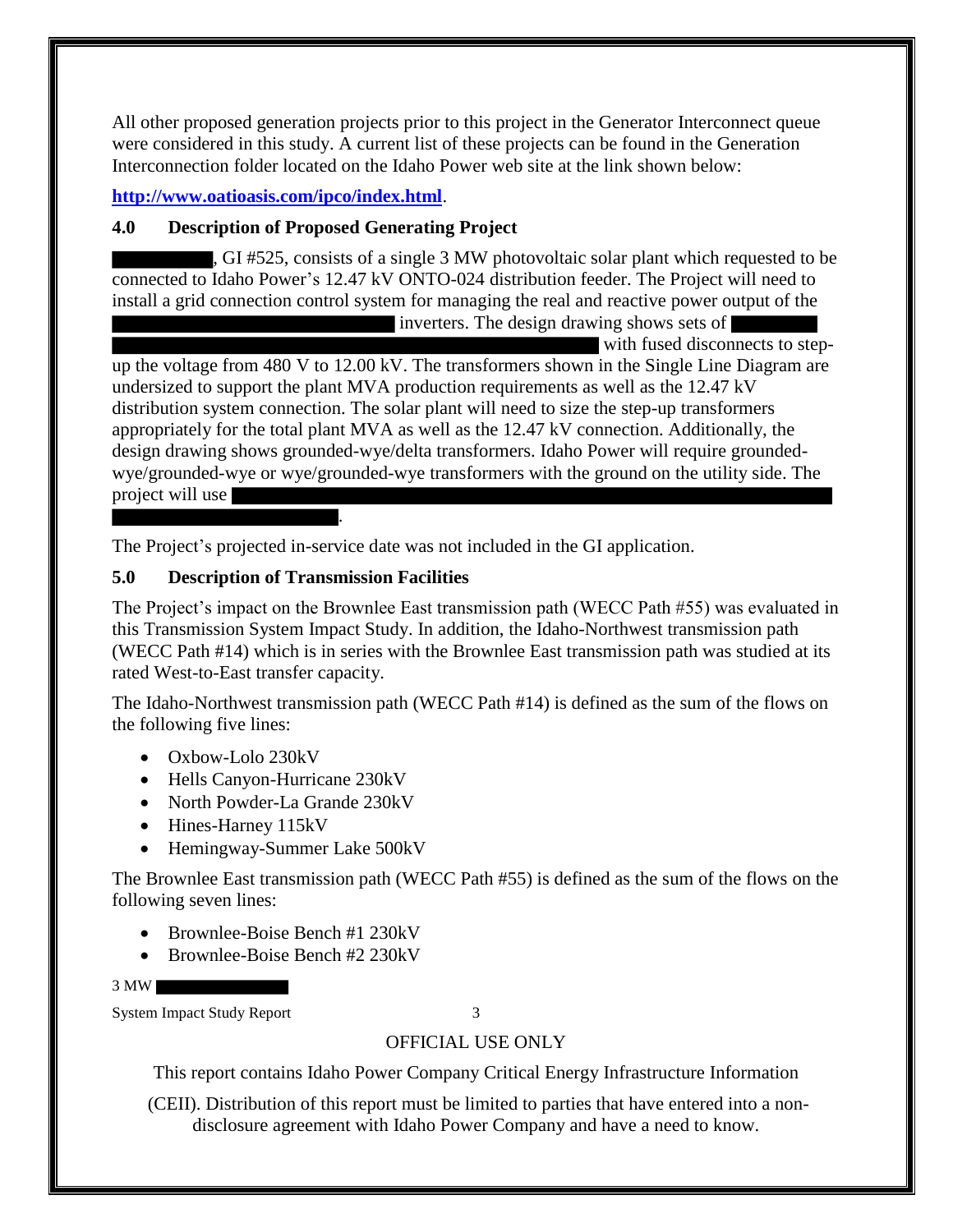All other proposed generation projects prior to this project in the Generator Interconnect queue were considered in this study. A current list of these projects can be found in the Generation Interconnection folder located on the Idaho Power web site at the link shown below:

**http://www.oatioasis.com/ipco/index.html**.

### 4.0 Description of Proposed Generating Project

██████████, GI #525, consists of a single 3 MW photovoltaic solar plant which requested to be connected to Idaho Power's 12.47 kV ONTO-024 distribution feeder. The Project will need to install a grid connection control system for managing the real and reactive power output of the ██████████████████████ inverters. The design drawing shows sets of ████████ ██████████████████████████████████████ with fused disconnects to step-up the voltage from 480 V to 12.00 kV. The transformers shown in the Single Line Diagram are undersized to support the plant MVA production requirements as well as the 12.47 kV distribution system connection. The solar plant will need to size the step-up transformers appropriately for the total plant MVA as well as the 12.47 kV connection. Additionally, the design drawing shows grounded-wye/delta transformers. Idaho Power will require grounded-wye/grounded-wye or wye/grounded-wye transformers with the ground on the utility side. The project will use ██████████████████████████████████████████████ ████████████████.

The Project's projected in-service date was not included in the GI application.

### 5.0 Description of Transmission Facilities

The Project's impact on the Brownlee East transmission path (WECC Path #55) was evaluated in this Transmission System Impact Study. In addition, the Idaho-Northwest transmission path (WECC Path #14) which is in series with the Brownlee East transmission path was studied at its rated West-to-East transfer capacity.

The Idaho-Northwest transmission path (WECC Path #14) is defined as the sum of the flows on the following five lines:

- Oxbow-Lolo 230kV
- Hells Canyon-Hurricane 230kV
- North Powder-La Grande 230kV
- Hines-Harney 115kV
- Hemingway-Summer Lake 500kV

The Brownlee East transmission path (WECC Path #55) is defined as the sum of the flows on the following seven lines:

- Brownlee-Boise Bench #1 230kV
- Brownlee-Boise Bench #2 230kV

OFFICIAL USE ONLY

This report contains Idaho Power Company Critical Energy Infrastructure Information (CEII). Distribution of this report must be limited to parties that have entered into a non-disclosure agreement with Idaho Power Company and have a need to know.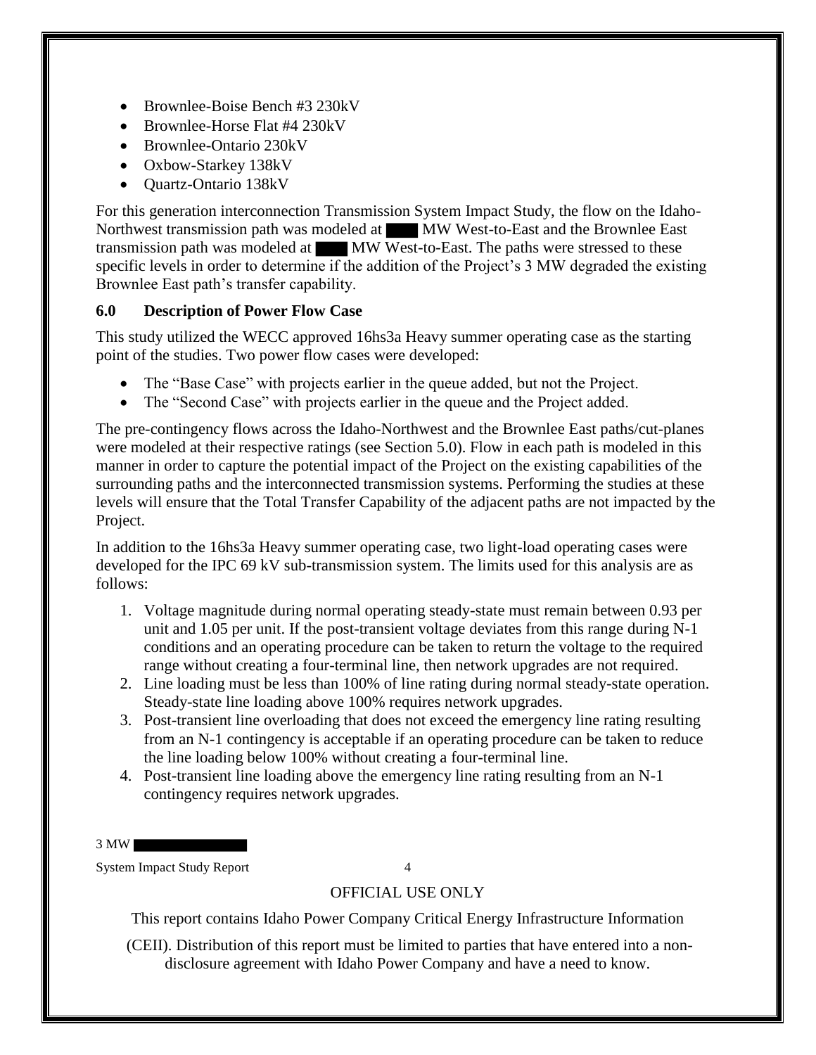- Brownlee-Boise Bench #3 230kV
- Brownlee-Horse Flat #4 230kV
- Brownlee-Ontario 230kV
- Oxbow-Starkey 138kV
- Quartz-Ontario 138kV

For this generation interconnection Transmission System Impact Study, the flow on the Idaho-Northwest transmission path was modeled at ████ MW West-to-East and the Brownlee East transmission path was modeled at ████ MW West-to-East. The paths were stressed to these specific levels in order to determine if the addition of the Project's 3 MW degraded the existing Brownlee East path's transfer capability.

### 6.0 Description of Power Flow Case

This study utilized the WECC approved 16hs3a Heavy summer operating case as the starting point of the studies. Two power flow cases were developed:

- The "Base Case" with projects earlier in the queue added, but not the Project.
- The "Second Case" with projects earlier in the queue and the Project added.

The pre-contingency flows across the Idaho-Northwest and the Brownlee East paths/cut-planes were modeled at their respective ratings (see Section 5.0). Flow in each path is modeled in this manner in order to capture the potential impact of the Project on the existing capabilities of the surrounding paths and the interconnected transmission systems. Performing the studies at these levels will ensure that the Total Transfer Capability of the adjacent paths are not impacted by the Project.

In addition to the 16hs3a Heavy summer operating case, two light-load operating cases were developed for the IPC 69 kV sub-transmission system. The limits used for this analysis are as follows:

1. Voltage magnitude during normal operating steady-state must remain between 0.93 per unit and 1.05 per unit. If the post-transient voltage deviates from this range during N-1 conditions and an operating procedure can be taken to return the voltage to the required range without creating a four-terminal line, then network upgrades are not required.
2. Line loading must be less than 100% of line rating during normal steady-state operation. Steady-state line loading above 100% requires network upgrades.
3. Post-transient line overloading that does not exceed the emergency line rating resulting from an N-1 contingency is acceptable if an operating procedure can be taken to reduce the line loading below 100% without creating a four-terminal line.
4. Post-transient line loading above the emergency line rating resulting from an N-1 contingency requires network upgrades.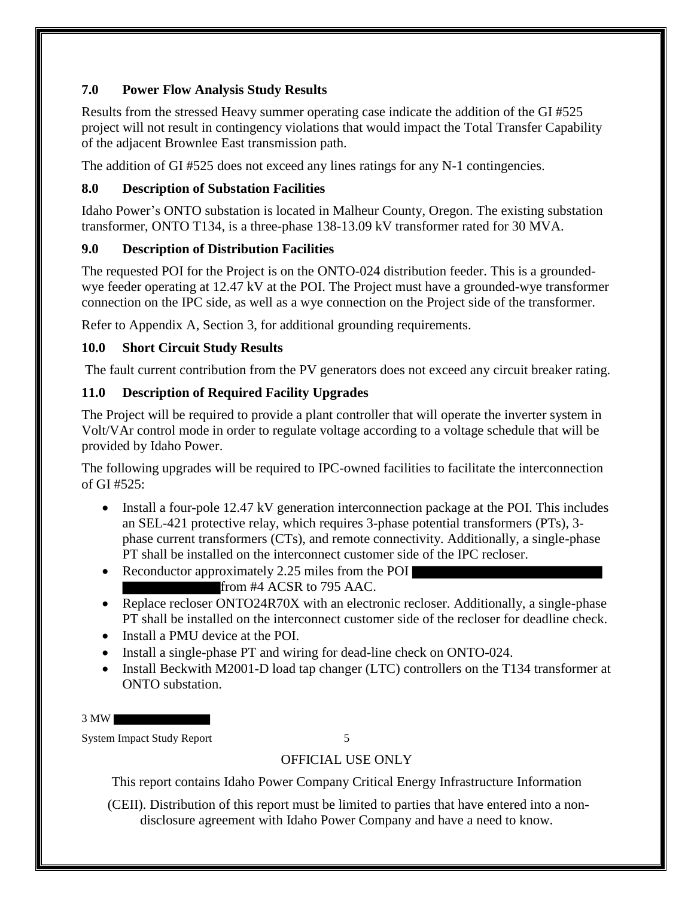## 7.0 Power Flow Analysis Study Results

Results from the stressed Heavy summer operating case indicate the addition of the GI #525 project will not result in contingency violations that would impact the Total Transfer Capability of the adjacent Brownlee East transmission path.

The addition of GI #525 does not exceed any lines ratings for any N-1 contingencies.

## 8.0 Description of Substation Facilities

Idaho Power's ONTO substation is located in Malheur County, Oregon. The existing substation transformer, ONTO T134, is a three-phase 138-13.09 kV transformer rated for 30 MVA.

## 9.0 Description of Distribution Facilities

The requested POI for the Project is on the ONTO-024 distribution feeder. This is a grounded-wye feeder operating at 12.47 kV at the POI. The Project must have a grounded-wye transformer connection on the IPC side, as well as a wye connection on the Project side of the transformer.

Refer to Appendix A, Section 3, for additional grounding requirements.

## 10.0 Short Circuit Study Results

The fault current contribution from the PV generators does not exceed any circuit breaker rating.

## 11.0 Description of Required Facility Upgrades

The Project will be required to provide a plant controller that will operate the inverter system in Volt/VAr control mode in order to regulate voltage according to a voltage schedule that will be provided by Idaho Power.

The following upgrades will be required to IPC-owned facilities to facilitate the interconnection of GI #525:

- Install a four-pole 12.47 kV generation interconnection package at the POI. This includes an SEL-421 protective relay, which requires 3-phase potential transformers (PTs), 3-phase current transformers (CTs), and remote connectivity. Additionally, a single-phase PT shall be installed on the interconnect customer side of the IPC recloser.
- Reconductor approximately 2.25 miles from the POI [REDACTED] from #4 ACSR to 795 AAC.
- Replace recloser ONTO24R70X with an electronic recloser. Additionally, a single-phase PT shall be installed on the interconnect customer side of the recloser for deadline check.
- Install a PMU device at the POI.
- Install a single-phase PT and wiring for dead-line check on ONTO-024.
- Install Beckwith M2001-D load tap changer (LTC) controllers on the T134 transformer at ONTO substation.

OFFICIAL USE ONLY

This report contains Idaho Power Company Critical Energy Infrastructure Information (CEII). Distribution of this report must be limited to parties that have entered into a non-disclosure agreement with Idaho Power Company and have a need to know.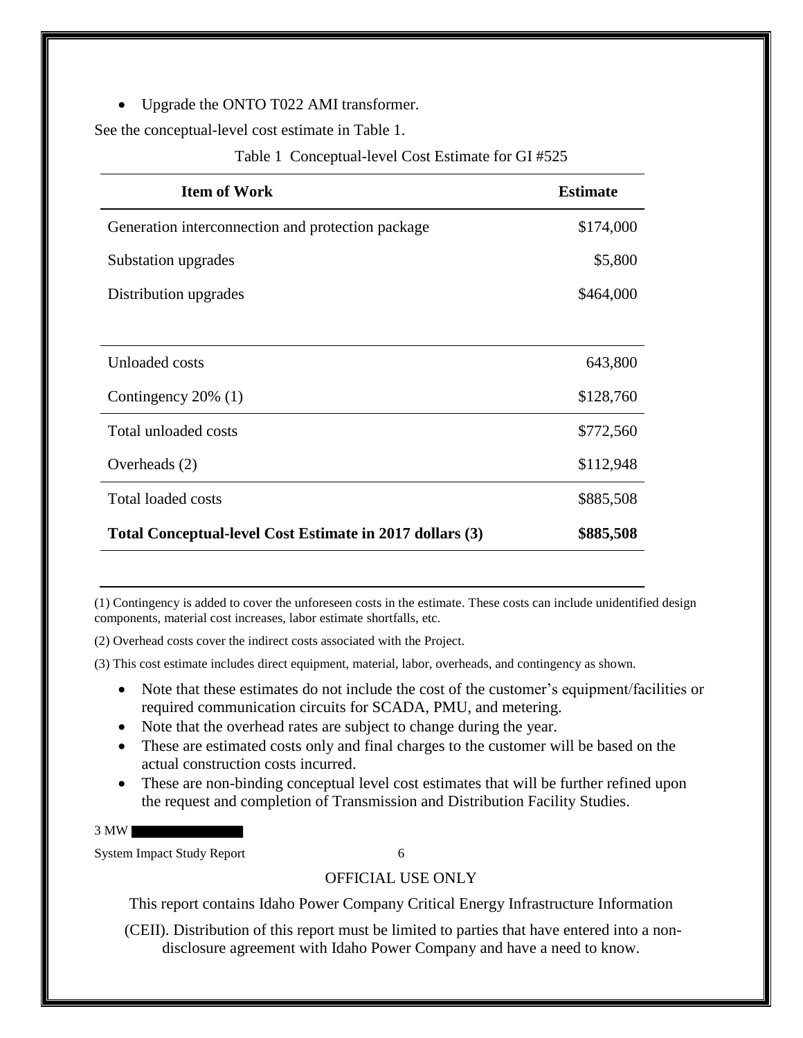- Upgrade the ONTO T022 AMI transformer.

See the conceptual-level cost estimate in Table 1.

Table 1 Conceptual-level Cost Estimate for GI #525

| Item of Work | Estimate |
| --- | --- |
| Generation interconnection and protection package | $174,000 |
| Substation upgrades | $5,800 |
| Distribution upgrades | $464,000 |
| | |
| Unloaded costs | 643,800 |
| Contingency 20% (1) | $128,760 |
| Total unloaded costs | $772,560 |
| Overheads (2) | $112,948 |
| Total loaded costs | $885,508 |
| **Total Conceptual-level Cost Estimate in 2017 dollars (3)** | **$885,508** |

(1) Contingency is added to cover the unforeseen costs in the estimate. These costs can include unidentified design components, material cost increases, labor estimate shortfalls, etc.

(2) Overhead costs cover the indirect costs associated with the Project.

(3) This cost estimate includes direct equipment, material, labor, overheads, and contingency as shown.

- Note that these estimates do not include the cost of the customer's equipment/facilities or required communication circuits for SCADA, PMU, and metering.
- Note that the overhead rates are subject to change during the year.
- These are estimated costs only and final charges to the customer will be based on the actual construction costs incurred.
- These are non-binding conceptual level cost estimates that will be further refined upon the request and completion of Transmission and Distribution Facility Studies.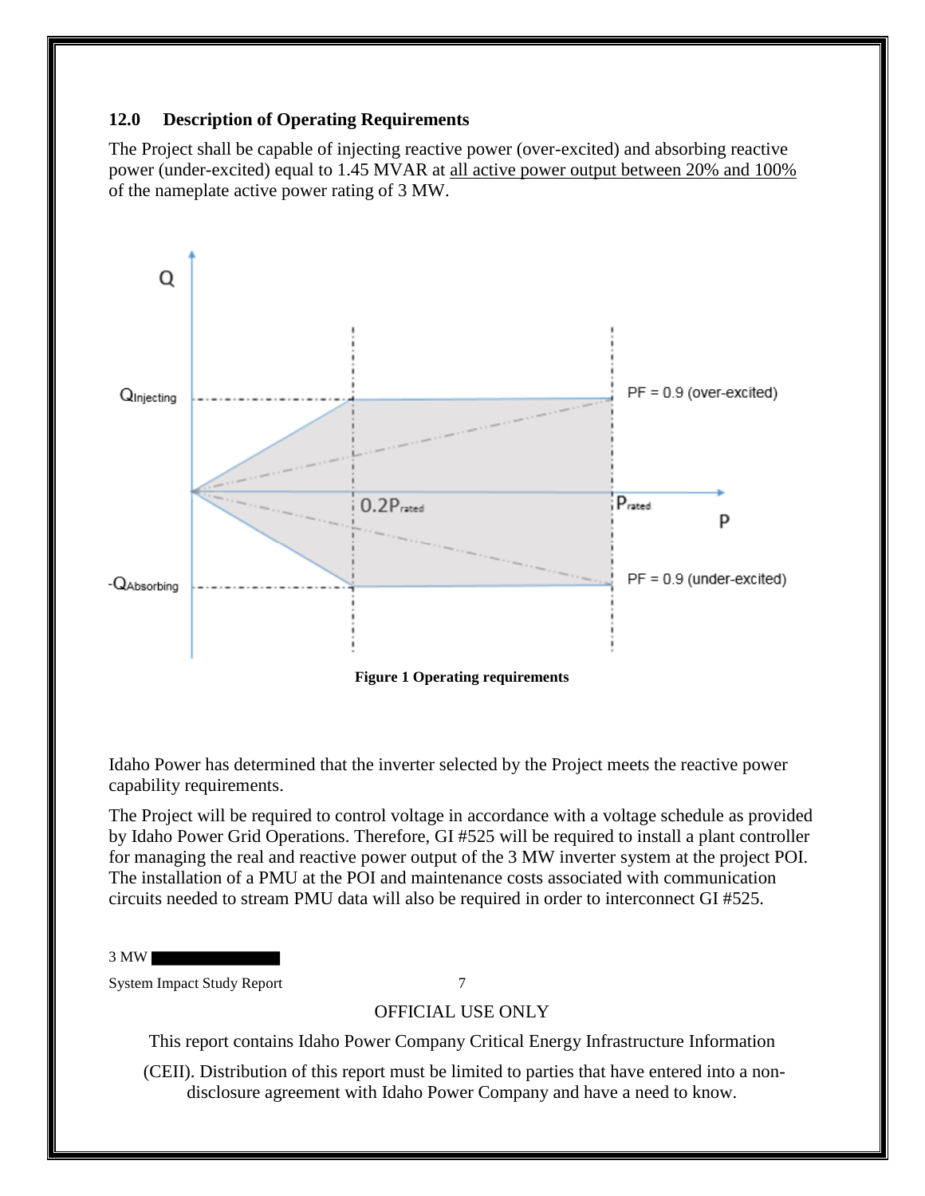## 12.0 Description of Operating Requirements

The Project shall be capable of injecting reactive power (over-excited) and absorbing reactive power (under-excited) equal to 1.45 MVAR at all active power output between 20% and 100% of the nameplate active power rating of 3 MW.

**Figure 1 Operating requirements**

Idaho Power has determined that the inverter selected by the Project meets the reactive power capability requirements.

The Project will be required to control voltage in accordance with a voltage schedule as provided by Idaho Power Grid Operations. Therefore, GI #525 will be required to install a plant controller for managing the real and reactive power output of the 3 MW inverter system at the project POI. The installation of a PMU at the POI and maintenance costs associated with communication circuits needed to stream PMU data will also be required in order to interconnect GI #525.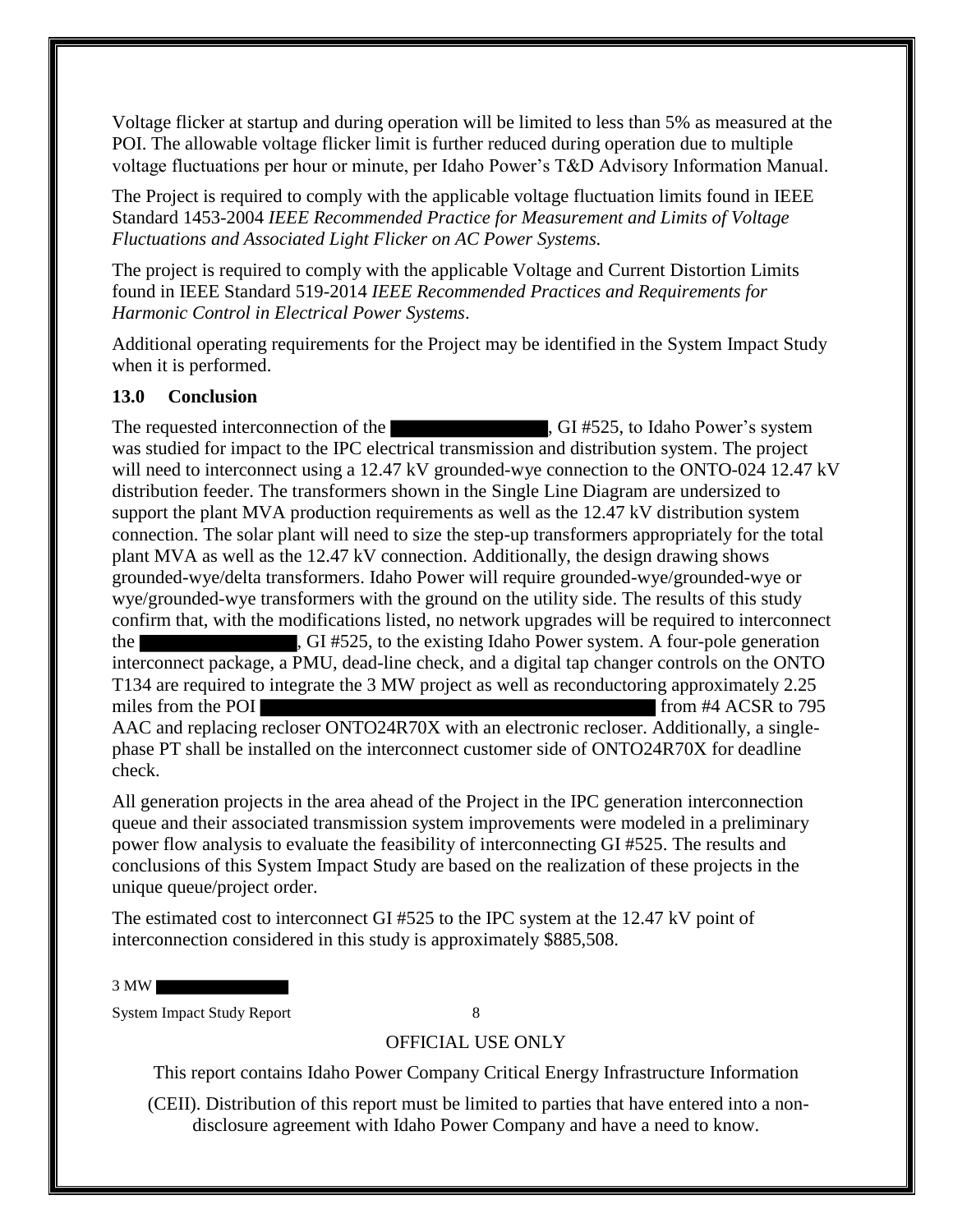Voltage flicker at startup and during operation will be limited to less than 5% as measured at the POI. The allowable voltage flicker limit is further reduced during operation due to multiple voltage fluctuations per hour or minute, per Idaho Power's T&D Advisory Information Manual.

The Project is required to comply with the applicable voltage fluctuation limits found in IEEE Standard 1453-2004 *IEEE Recommended Practice for Measurement and Limits of Voltage Fluctuations and Associated Light Flicker on AC Power Systems.*

The project is required to comply with the applicable Voltage and Current Distortion Limits found in IEEE Standard 519-2014 *IEEE Recommended Practices and Requirements for Harmonic Control in Electrical Power Systems*.

Additional operating requirements for the Project may be identified in the System Impact Study when it is performed.

### 13.0 Conclusion

The requested interconnection of the ████████, GI #525, to Idaho Power's system was studied for impact to the IPC electrical transmission and distribution system. The project will need to interconnect using a 12.47 kV grounded-wye connection to the ONTO-024 12.47 kV distribution feeder. The transformers shown in the Single Line Diagram are undersized to support the plant MVA production requirements as well as the 12.47 kV distribution system connection. The solar plant will need to size the step-up transformers appropriately for the total plant MVA as well as the 12.47 kV connection. Additionally, the design drawing shows grounded-wye/delta transformers. Idaho Power will require grounded-wye/grounded-wye or wye/grounded-wye transformers with the ground on the utility side. The results of this study confirm that, with the modifications listed, no network upgrades will be required to interconnect the ████████, GI #525, to the existing Idaho Power system. A four-pole generation interconnect package, a PMU, dead-line check, and a digital tap changer controls on the ONTO T134 are required to integrate the 3 MW project as well as reconductoring approximately 2.25 miles from the POI ████████████████████ from #4 ACSR to 795 AAC and replacing recloser ONTO24R70X with an electronic recloser. Additionally, a single-phase PT shall be installed on the interconnect customer side of ONTO24R70X for deadline check.

All generation projects in the area ahead of the Project in the IPC generation interconnection queue and their associated transmission system improvements were modeled in a preliminary power flow analysis to evaluate the feasibility of interconnecting GI #525. The results and conclusions of this System Impact Study are based on the realization of these projects in the unique queue/project order.

The estimated cost to interconnect GI #525 to the IPC system at the 12.47 kV point of interconnection considered in this study is approximately $885,508.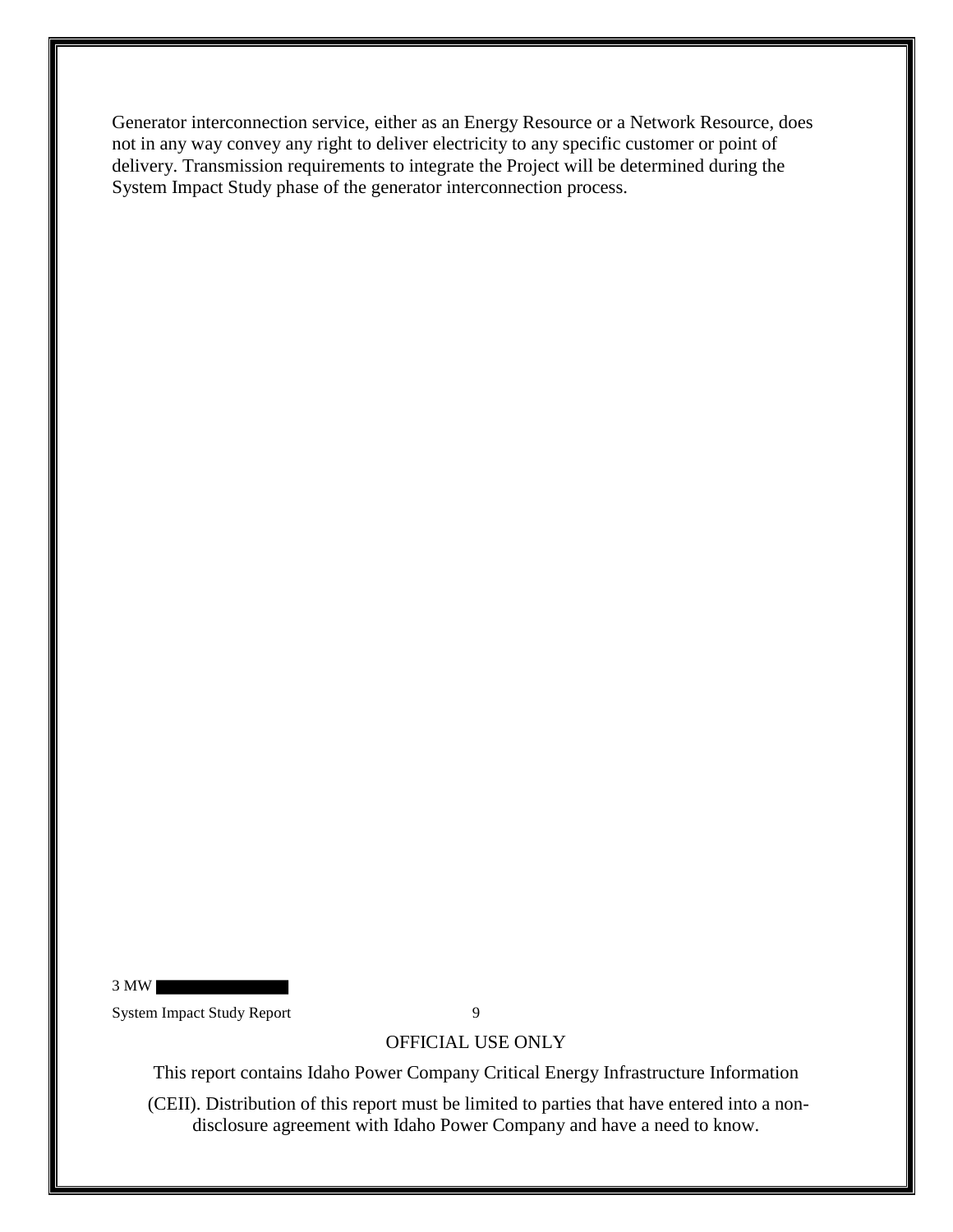Generator interconnection service, either as an Energy Resource or a Network Resource, does not in any way convey any right to deliver electricity to any specific customer or point of delivery. Transmission requirements to integrate the Project will be determined during the System Impact Study phase of the generator interconnection process.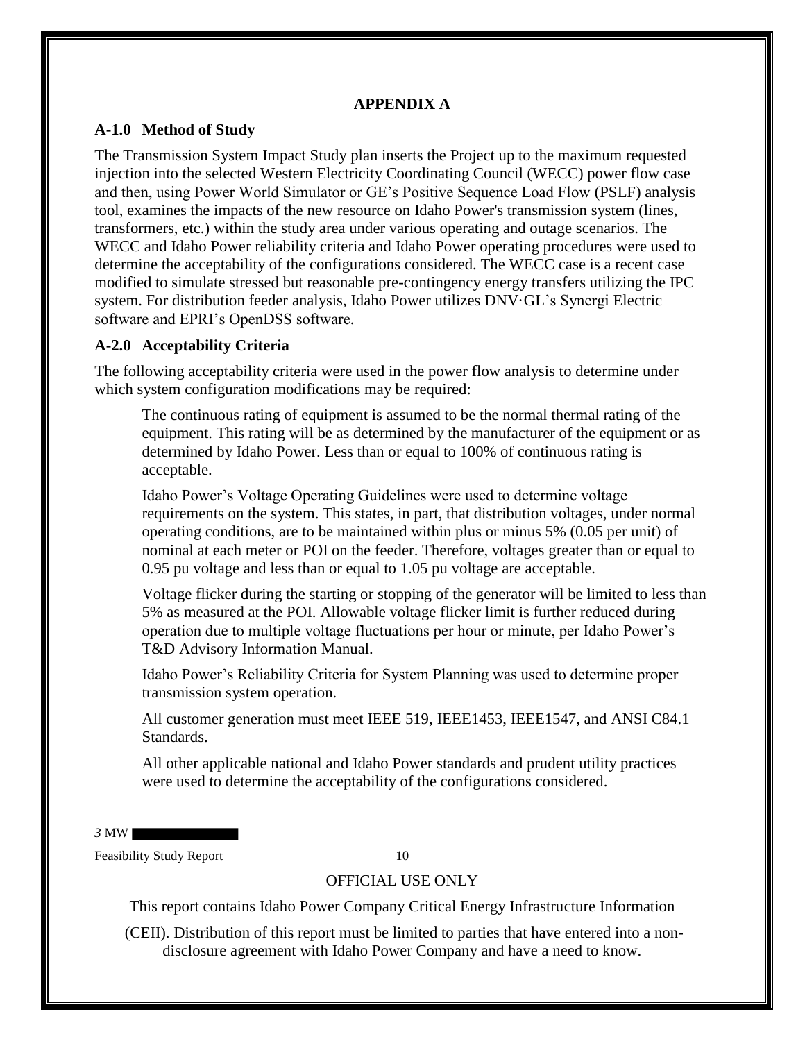## APPENDIX A

### A-1.0 Method of Study

The Transmission System Impact Study plan inserts the Project up to the maximum requested injection into the selected Western Electricity Coordinating Council (WECC) power flow case and then, using Power World Simulator or GE's Positive Sequence Load Flow (PSLF) analysis tool, examines the impacts of the new resource on Idaho Power's transmission system (lines, transformers, etc.) within the study area under various operating and outage scenarios. The WECC and Idaho Power reliability criteria and Idaho Power operating procedures were used to determine the acceptability of the configurations considered. The WECC case is a recent case modified to simulate stressed but reasonable pre-contingency energy transfers utilizing the IPC system. For distribution feeder analysis, Idaho Power utilizes DNV·GL's Synergi Electric software and EPRI's OpenDSS software.

### A-2.0 Acceptability Criteria

The following acceptability criteria were used in the power flow analysis to determine under which system configuration modifications may be required:

The continuous rating of equipment is assumed to be the normal thermal rating of the equipment. This rating will be as determined by the manufacturer of the equipment or as determined by Idaho Power. Less than or equal to 100% of continuous rating is acceptable.

Idaho Power's Voltage Operating Guidelines were used to determine voltage requirements on the system. This states, in part, that distribution voltages, under normal operating conditions, are to be maintained within plus or minus 5% (0.05 per unit) of nominal at each meter or POI on the feeder. Therefore, voltages greater than or equal to 0.95 pu voltage and less than or equal to 1.05 pu voltage are acceptable.

Voltage flicker during the starting or stopping of the generator will be limited to less than 5% as measured at the POI. Allowable voltage flicker limit is further reduced during operation due to multiple voltage fluctuations per hour or minute, per Idaho Power's T&D Advisory Information Manual.

Idaho Power's Reliability Criteria for System Planning was used to determine proper transmission system operation.

All customer generation must meet IEEE 519, IEEE1453, IEEE1547, and ANSI C84.1 Standards.

All other applicable national and Idaho Power standards and prudent utility practices were used to determine the acceptability of the configurations considered.

OFFICIAL USE ONLY

This report contains Idaho Power Company Critical Energy Infrastructure Information (CEII). Distribution of this report must be limited to parties that have entered into a non-disclosure agreement with Idaho Power Company and have a need to know.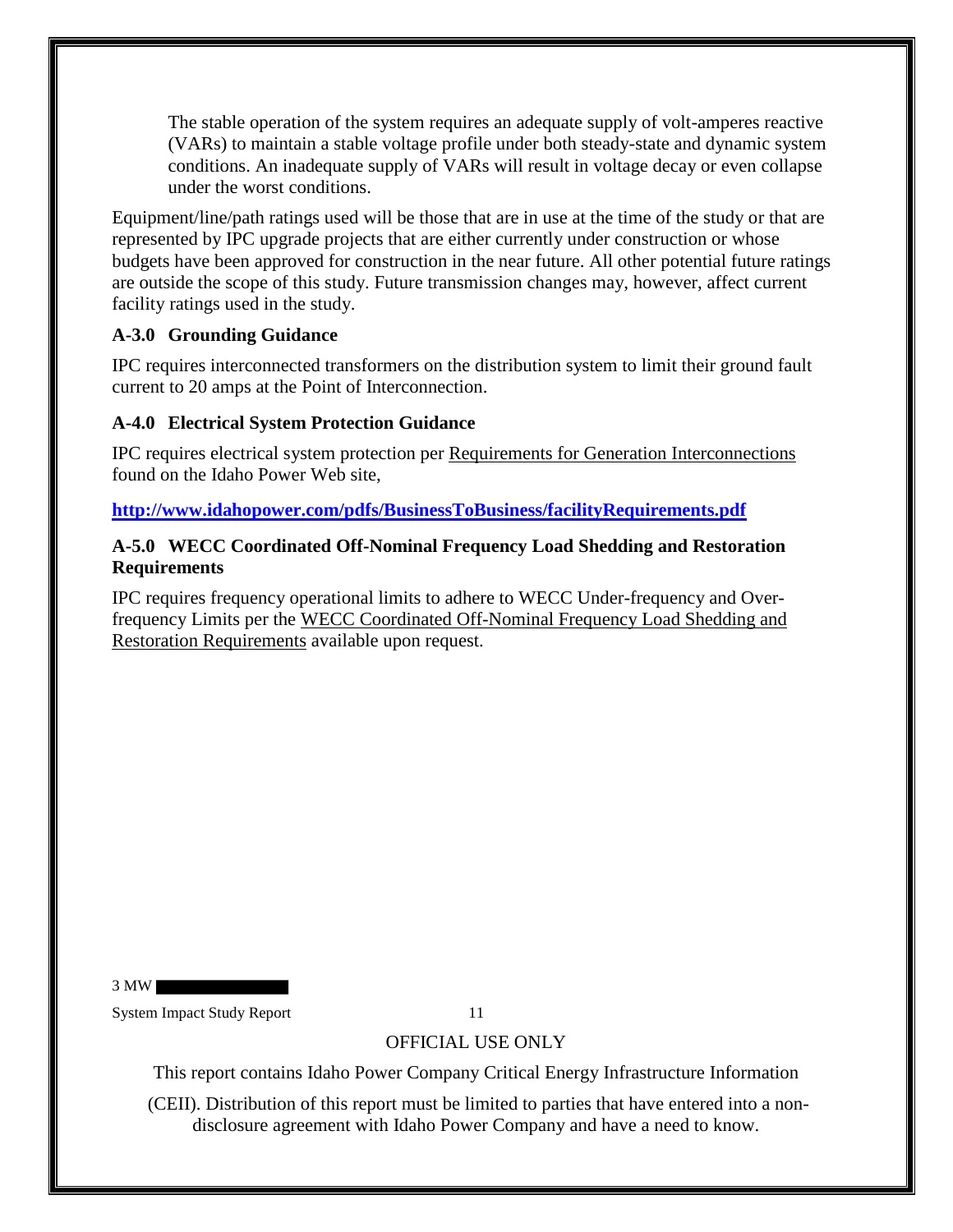The stable operation of the system requires an adequate supply of volt-amperes reactive (VARs) to maintain a stable voltage profile under both steady-state and dynamic system conditions. An inadequate supply of VARs will result in voltage decay or even collapse under the worst conditions.

Equipment/line/path ratings used will be those that are in use at the time of the study or that are represented by IPC upgrade projects that are either currently under construction or whose budgets have been approved for construction in the near future. All other potential future ratings are outside the scope of this study. Future transmission changes may, however, affect current facility ratings used in the study.

### A-3.0 Grounding Guidance

IPC requires interconnected transformers on the distribution system to limit their ground fault current to 20 amps at the Point of Interconnection.

### A-4.0 Electrical System Protection Guidance

IPC requires electrical system protection per Requirements for Generation Interconnections found on the Idaho Power Web site,

**http://www.idahopower.com/pdfs/BusinessToBusiness/facilityRequirements.pdf**

### A-5.0 WECC Coordinated Off-Nominal Frequency Load Shedding and Restoration Requirements

IPC requires frequency operational limits to adhere to WECC Under-frequency and Over-frequency Limits per the WECC Coordinated Off-Nominal Frequency Load Shedding and Restoration Requirements available upon request.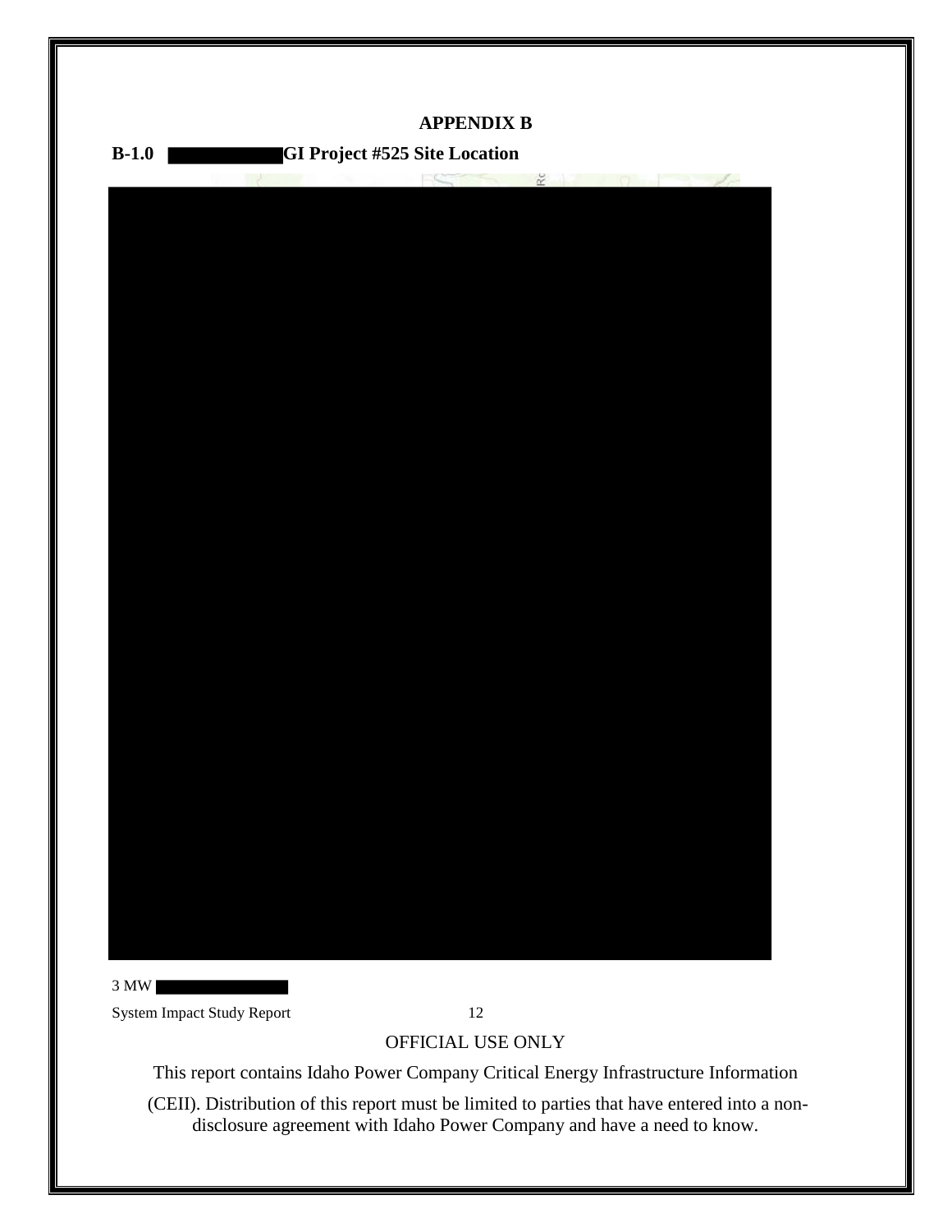**APPENDIX B**

**B-1.0 GI Project #525 Site Location**

3 MW

OFFICIAL USE ONLY

This report contains Idaho Power Company Critical Energy Infrastructure Information (CEII). Distribution of this report must be limited to parties that have entered into a non-disclosure agreement with Idaho Power Company and have a need to know.